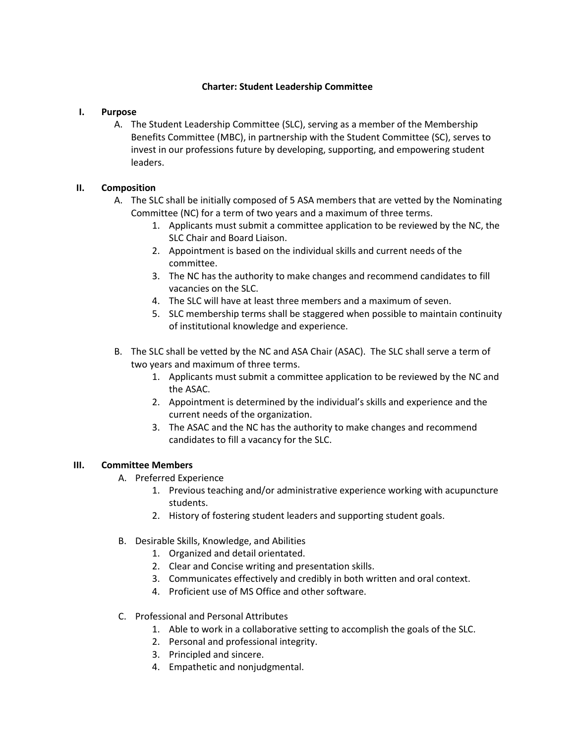**Charter: Student Leadership Committee**

I. **Purpose**

   A. The Student Leadership Committee (SLC), serving as a member of the Membership Benefits Committee (MBC), in partnership with the Student Committee (SC), serves to invest in our professions future by developing, supporting, and empowering student leaders.

II. **Composition**

   A. The SLC shall be initially composed of 5 ASA members that are vetted by the Nominating Committee (NC) for a term of two years and a maximum of three terms.
      1. Applicants must submit a committee application to be reviewed by the NC, the SLC Chair and Board Liaison.
      2. Appointment is based on the individual skills and current needs of the committee.
      3. The NC has the authority to make changes and recommend candidates to fill vacancies on the SLC.
      4. The SLC will have at least three members and a maximum of seven.
      5. SLC membership terms shall be staggered when possible to maintain continuity of institutional knowledge and experience.

   B. The SLC shall be vetted by the NC and ASA Chair (ASAC). The SLC shall serve a term of two years and maximum of three terms.
      1. Applicants must submit a committee application to be reviewed by the NC and the ASAC.
      2. Appointment is determined by the individual's skills and experience and the current needs of the organization.
      3. The ASAC and the NC has the authority to make changes and recommend candidates to fill a vacancy for the SLC.

III. **Committee Members**

   A. Preferred Experience
      1. Previous teaching and/or administrative experience working with acupuncture students.
      2. History of fostering student leaders and supporting student goals.

   B. Desirable Skills, Knowledge, and Abilities
      1. Organized and detail orientated.
      2. Clear and Concise writing and presentation skills.
      3. Communicates effectively and credibly in both written and oral context.
      4. Proficient use of MS Office and other software.

   C. Professional and Personal Attributes
      1. Able to work in a collaborative setting to accomplish the goals of the SLC.
      2. Personal and professional integrity.
      3. Principled and sincere.
      4. Empathetic and nonjudgmental.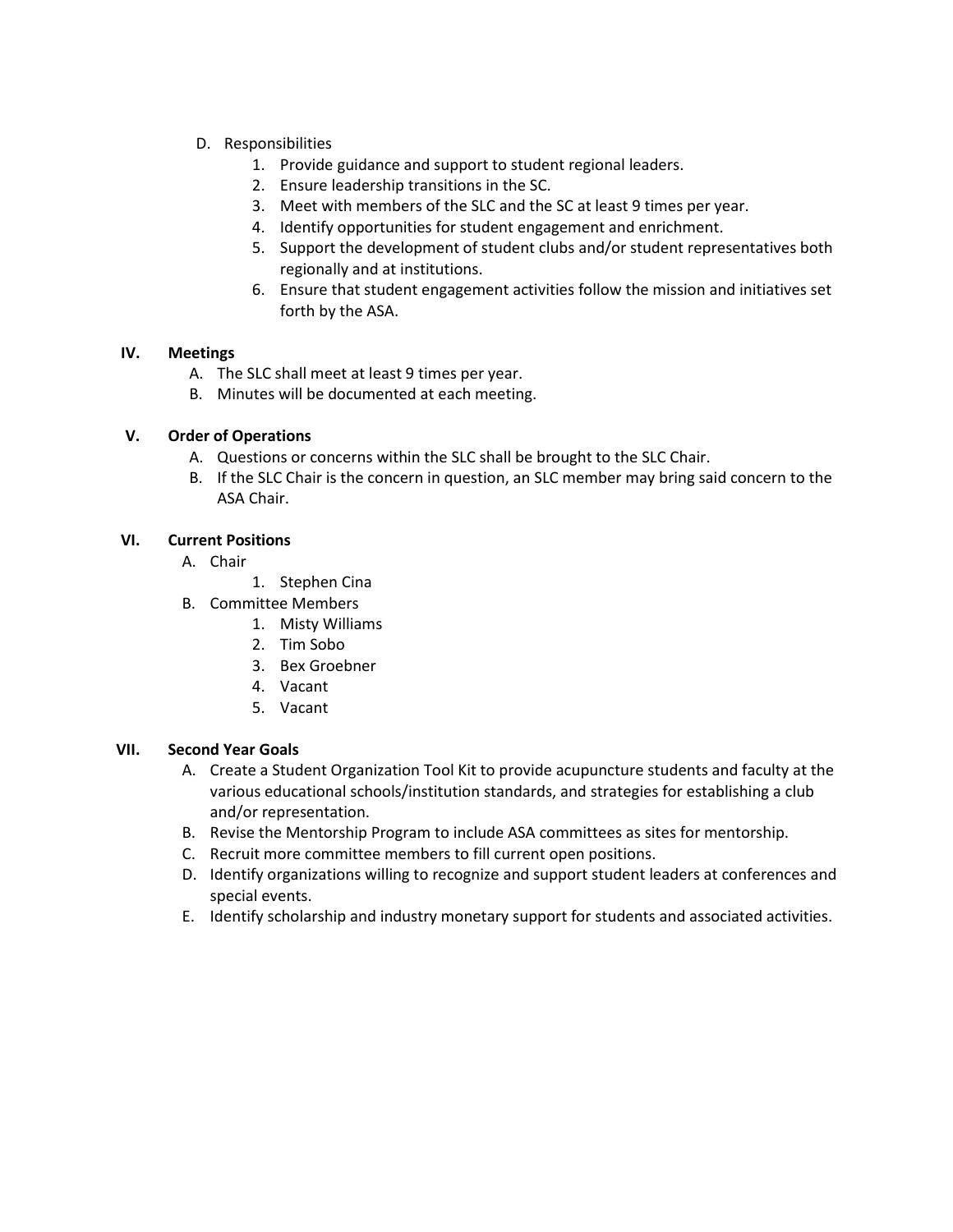D. Responsibilities
   1. Provide guidance and support to student regional leaders.
   2. Ensure leadership transitions in the SC.
   3. Meet with members of the SLC and the SC at least 9 times per year.
   4. Identify opportunities for student engagement and enrichment.
   5. Support the development of student clubs and/or student representatives both regionally and at institutions.
   6. Ensure that student engagement activities follow the mission and initiatives set forth by the ASA.

## IV. Meetings

A. The SLC shall meet at least 9 times per year.
B. Minutes will be documented at each meeting.

## V. Order of Operations

A. Questions or concerns within the SLC shall be brought to the SLC Chair.
B. If the SLC Chair is the concern in question, an SLC member may bring said concern to the ASA Chair.

## VI. Current Positions

A. Chair
   1. Stephen Cina
B. Committee Members
   1. Misty Williams
   2. Tim Sobo
   3. Bex Groebner
   4. Vacant
   5. Vacant

## VII. Second Year Goals

A. Create a Student Organization Tool Kit to provide acupuncture students and faculty at the various educational schools/institution standards, and strategies for establishing a club and/or representation.
B. Revise the Mentorship Program to include ASA committees as sites for mentorship.
C. Recruit more committee members to fill current open positions.
D. Identify organizations willing to recognize and support student leaders at conferences and special events.
E. Identify scholarship and industry monetary support for students and associated activities.